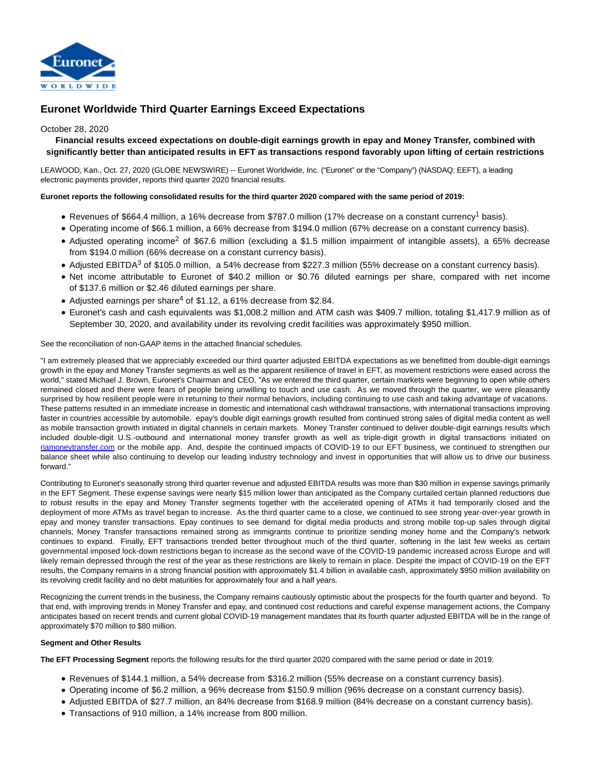# Euronet Worldwide Third Quarter Earnings Exceed Expectations

October 28, 2020

**Financial results exceed expectations on double-digit earnings growth in epay and Money Transfer, combined with significantly better than anticipated results in EFT as transactions respond favorably upon lifting of certain restrictions**

LEAWOOD, Kan., Oct. 27, 2020 (GLOBE NEWSWIRE) -- Euronet Worldwide, Inc. ("Euronet" or the "Company") (NASDAQ: EEFT), a leading electronic payments provider, reports third quarter 2020 financial results.

**Euronet reports the following consolidated results for the third quarter 2020 compared with the same period of 2019:**

- Revenues of $664.4 million, a 16% decrease from $787.0 million (17% decrease on a constant currency[1] basis).
- Operating income of $66.1 million, a 66% decrease from $194.0 million (67% decrease on a constant currency basis).
- Adjusted operating income[2] of $67.6 million (excluding a $1.5 million impairment of intangible assets), a 65% decrease from $194.0 million (66% decrease on a constant currency basis).
- Adjusted EBITDA[3] of $105.0 million, a 54% decrease from $227.3 million (55% decrease on a constant currency basis).
- Net income attributable to Euronet of $40.2 million or $0.76 diluted earnings per share, compared with net income of $137.6 million or $2.46 diluted earnings per share.
- Adjusted earnings per share[4] of $1.12, a 61% decrease from $2.84.
- Euronet's cash and cash equivalents was $1,008.2 million and ATM cash was $409.7 million, totaling $1,417.9 million as of September 30, 2020, and availability under its revolving credit facilities was approximately $950 million.

See the reconciliation of non-GAAP items in the attached financial schedules.

"I am extremely pleased that we appreciably exceeded our third quarter adjusted EBITDA expectations as we benefitted from double-digit earnings growth in the epay and Money Transfer segments as well as the apparent resilience of travel in EFT, as movement restrictions were eased across the world," stated Michael J. Brown, Euronet's Chairman and CEO. "As we entered the third quarter, certain markets were beginning to open while others remained closed and there were fears of people being unwilling to touch and use cash. As we moved through the quarter, we were pleasantly surprised by how resilient people were in returning to their normal behaviors, including continuing to use cash and taking advantage of vacations. These patterns resulted in an immediate increase in domestic and international cash withdrawal transactions, with international transactions improving faster in countries accessible by automobile. epay's double digit earnings growth resulted from continued strong sales of digital media content as well as mobile transaction growth initiated in digital channels in certain markets. Money Transfer continued to deliver double-digit earnings results which included double-digit U.S.-outbound and international money transfer growth as well as triple-digit growth in digital transactions initiated on riamoneytransfer.com or the mobile app. And, despite the continued impacts of COVID-19 to our EFT business, we continued to strengthen our balance sheet while also continuing to develop our leading industry technology and invest in opportunities that will allow us to drive our business forward."

Contributing to Euronet's seasonally strong third quarter revenue and adjusted EBITDA results was more than $30 million in expense savings primarily in the EFT Segment. These expense savings were nearly $15 million lower than anticipated as the Company curtailed certain planned reductions due to robust results in the epay and Money Transfer segments together with the accelerated opening of ATMs it had temporarily closed and the deployment of more ATMs as travel began to increase. As the third quarter came to a close, we continued to see strong year-over-year growth in epay and money transfer transactions. Epay continues to see demand for digital media products and strong mobile top-up sales through digital channels; Money Transfer transactions remained strong as immigrants continue to prioritize sending money home and the Company's network continues to expand. Finally, EFT transactions trended better throughout much of the third quarter, softening in the last few weeks as certain governmental imposed lock-down restrictions began to increase as the second wave of the COVID-19 pandemic increased across Europe and will likely remain depressed through the rest of the year as these restrictions are likely to remain in place. Despite the impact of COVID-19 on the EFT results, the Company remains in a strong financial position with approximately $1.4 billion in available cash, approximately $950 million availability on its revolving credit facility and no debt maturities for approximately four and a half years.

Recognizing the current trends in the business, the Company remains cautiously optimistic about the prospects for the fourth quarter and beyond. To that end, with improving trends in Money Transfer and epay, and continued cost reductions and careful expense management actions, the Company anticipates based on recent trends and current global COVID-19 management mandates that its fourth quarter adjusted EBITDA will be in the range of approximately $70 million to $80 million.

**Segment and Other Results**

**The EFT Processing Segment** reports the following results for the third quarter 2020 compared with the same period or date in 2019:

- Revenues of $144.1 million, a 54% decrease from $316.2 million (55% decrease on a constant currency basis).
- Operating income of $6.2 million, a 96% decrease from $150.9 million (96% decrease on a constant currency basis).
- Adjusted EBITDA of $27.7 million, an 84% decrease from $168.9 million (84% decrease on a constant currency basis).
- Transactions of 910 million, a 14% increase from 800 million.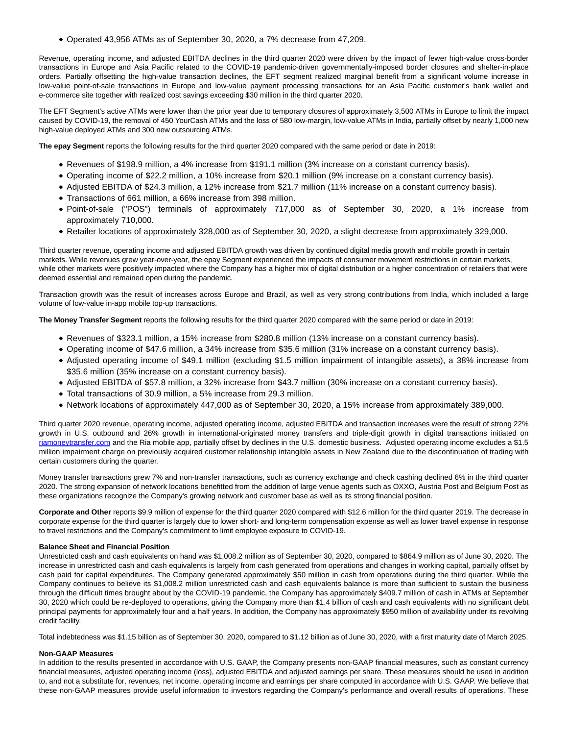- Operated 43,956 ATMs as of September 30, 2020, a 7% decrease from 47,209.

Revenue, operating income, and adjusted EBITDA declines in the third quarter 2020 were driven by the impact of fewer high-value cross-border transactions in Europe and Asia Pacific related to the COVID-19 pandemic-driven governmentally-imposed border closures and shelter-in-place orders. Partially offsetting the high-value transaction declines, the EFT segment realized marginal benefit from a significant volume increase in low-value point-of-sale transactions in Europe and low-value payment processing transactions for an Asia Pacific customer's bank wallet and e-commerce site together with realized cost savings exceeding $30 million in the third quarter 2020.

The EFT Segment's active ATMs were lower than the prior year due to temporary closures of approximately 3,500 ATMs in Europe to limit the impact caused by COVID-19, the removal of 450 YourCash ATMs and the loss of 580 low-margin, low-value ATMs in India, partially offset by nearly 1,000 new high-value deployed ATMs and 300 new outsourcing ATMs.

**The epay Segment** reports the following results for the third quarter 2020 compared with the same period or date in 2019:

- Revenues of $198.9 million, a 4% increase from $191.1 million (3% increase on a constant currency basis).
- Operating income of $22.2 million, a 10% increase from $20.1 million (9% increase on a constant currency basis).
- Adjusted EBITDA of $24.3 million, a 12% increase from $21.7 million (11% increase on a constant currency basis).
- Transactions of 661 million, a 66% increase from 398 million.
- Point-of-sale ("POS") terminals of approximately 717,000 as of September 30, 2020, a 1% increase from approximately 710,000.
- Retailer locations of approximately 328,000 as of September 30, 2020, a slight decrease from approximately 329,000.

Third quarter revenue, operating income and adjusted EBITDA growth was driven by continued digital media growth and mobile growth in certain markets. While revenues grew year-over-year, the epay Segment experienced the impacts of consumer movement restrictions in certain markets, while other markets were positively impacted where the Company has a higher mix of digital distribution or a higher concentration of retailers that were deemed essential and remained open during the pandemic.

Transaction growth was the result of increases across Europe and Brazil, as well as very strong contributions from India, which included a large volume of low-value in-app mobile top-up transactions.

**The Money Transfer Segment** reports the following results for the third quarter 2020 compared with the same period or date in 2019:

- Revenues of $323.1 million, a 15% increase from $280.8 million (13% increase on a constant currency basis).
- Operating income of $47.6 million, a 34% increase from $35.6 million (31% increase on a constant currency basis).
- Adjusted operating income of $49.1 million (excluding $1.5 million impairment of intangible assets), a 38% increase from $35.6 million (35% increase on a constant currency basis).
- Adjusted EBITDA of $57.8 million, a 32% increase from $43.7 million (30% increase on a constant currency basis).
- Total transactions of 30.9 million, a 5% increase from 29.3 million.
- Network locations of approximately 447,000 as of September 30, 2020, a 15% increase from approximately 389,000.

Third quarter 2020 revenue, operating income, adjusted operating income, adjusted EBITDA and transaction increases were the result of strong 22% growth in U.S. outbound and 26% growth in international-originated money transfers and triple-digit growth in digital transactions initiated on riamoneytransfer.com and the Ria mobile app, partially offset by declines in the U.S. domestic business. Adjusted operating income excludes a $1.5 million impairment charge on previously acquired customer relationship intangible assets in New Zealand due to the discontinuation of trading with certain customers during the quarter.

Money transfer transactions grew 7% and non-transfer transactions, such as currency exchange and check cashing declined 6% in the third quarter 2020. The strong expansion of network locations benefitted from the addition of large venue agents such as OXXO, Austria Post and Belgium Post as these organizations recognize the Company's growing network and customer base as well as its strong financial position.

**Corporate and Other** reports $9.9 million of expense for the third quarter 2020 compared with $12.6 million for the third quarter 2019. The decrease in corporate expense for the third quarter is largely due to lower short- and long-term compensation expense as well as lower travel expense in response to travel restrictions and the Company's commitment to limit employee exposure to COVID-19.

**Balance Sheet and Financial Position**

Unrestricted cash and cash equivalents on hand was $1,008.2 million as of September 30, 2020, compared to $864.9 million as of June 30, 2020. The increase in unrestricted cash and cash equivalents is largely from cash generated from operations and changes in working capital, partially offset by cash paid for capital expenditures. The Company generated approximately $50 million in cash from operations during the third quarter. While the Company continues to believe its $1,008.2 million unrestricted cash and cash equivalents balance is more than sufficient to sustain the business through the difficult times brought about by the COVID-19 pandemic, the Company has approximately $409.7 million of cash in ATMs at September 30, 2020 which could be re-deployed to operations, giving the Company more than $1.4 billion of cash and cash equivalents with no significant debt principal payments for approximately four and a half years. In addition, the Company has approximately $950 million of availability under its revolving credit facility.

Total indebtedness was $1.15 billion as of September 30, 2020, compared to $1.12 billion as of June 30, 2020, with a first maturity date of March 2025.

**Non-GAAP Measures**

In addition to the results presented in accordance with U.S. GAAP, the Company presents non-GAAP financial measures, such as constant currency financial measures, adjusted operating income (loss), adjusted EBITDA and adjusted earnings per share. These measures should be used in addition to, and not a substitute for, revenues, net income, operating income and earnings per share computed in accordance with U.S. GAAP. We believe that these non-GAAP measures provide useful information to investors regarding the Company's performance and overall results of operations. These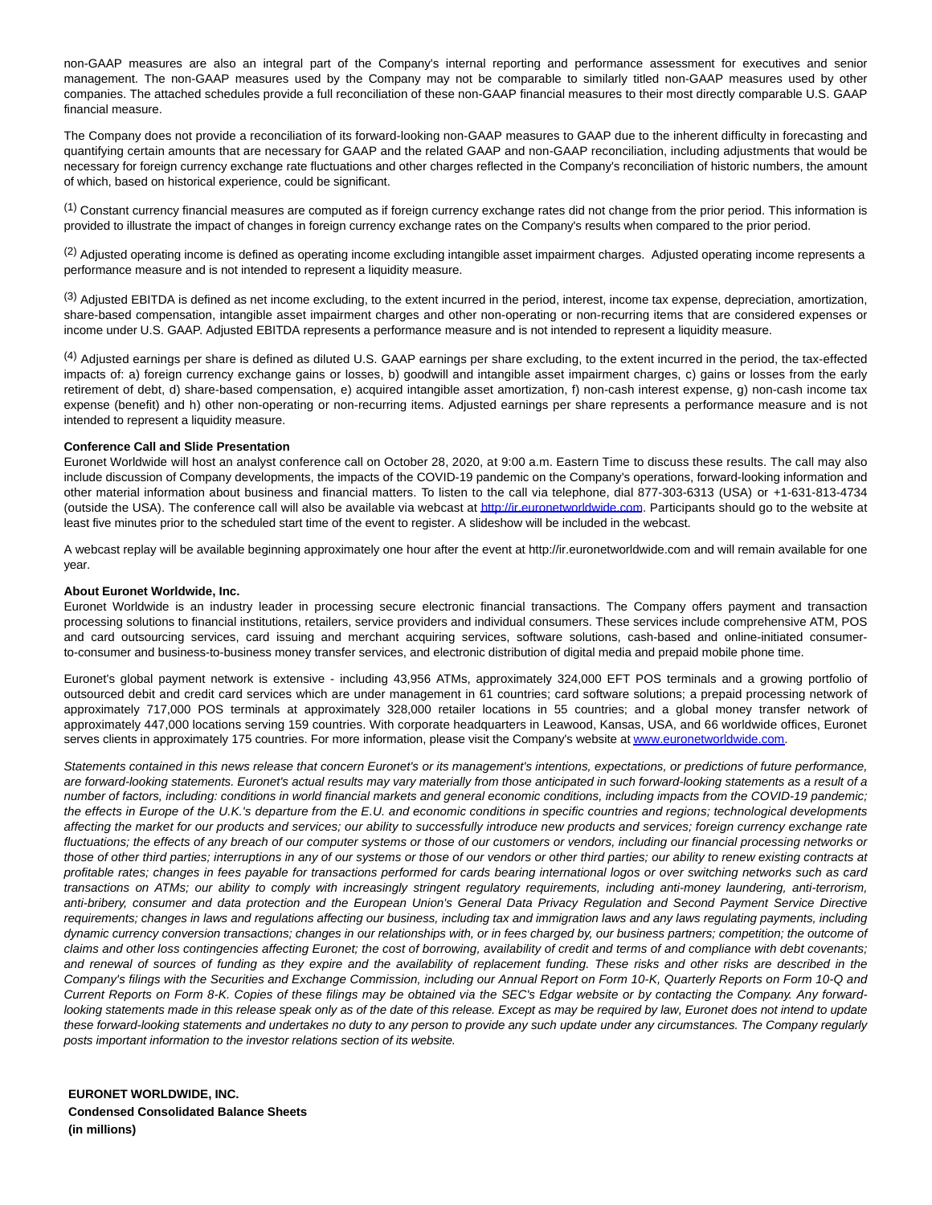non-GAAP measures are also an integral part of the Company's internal reporting and performance assessment for executives and senior management. The non-GAAP measures used by the Company may not be comparable to similarly titled non-GAAP measures used by other companies. The attached schedules provide a full reconciliation of these non-GAAP financial measures to their most directly comparable U.S. GAAP financial measure.

The Company does not provide a reconciliation of its forward-looking non-GAAP measures to GAAP due to the inherent difficulty in forecasting and quantifying certain amounts that are necessary for GAAP and the related GAAP and non-GAAP reconciliation, including adjustments that would be necessary for foreign currency exchange rate fluctuations and other charges reflected in the Company's reconciliation of historic numbers, the amount of which, based on historical experience, could be significant.

(1) Constant currency financial measures are computed as if foreign currency exchange rates did not change from the prior period. This information is provided to illustrate the impact of changes in foreign currency exchange rates on the Company's results when compared to the prior period.

(2) Adjusted operating income is defined as operating income excluding intangible asset impairment charges. Adjusted operating income represents a performance measure and is not intended to represent a liquidity measure.

(3) Adjusted EBITDA is defined as net income excluding, to the extent incurred in the period, interest, income tax expense, depreciation, amortization, share-based compensation, intangible asset impairment charges and other non-operating or non-recurring items that are considered expenses or income under U.S. GAAP. Adjusted EBITDA represents a performance measure and is not intended to represent a liquidity measure.

(4) Adjusted earnings per share is defined as diluted U.S. GAAP earnings per share excluding, to the extent incurred in the period, the tax-effected impacts of: a) foreign currency exchange gains or losses, b) goodwill and intangible asset impairment charges, c) gains or losses from the early retirement of debt, d) share-based compensation, e) acquired intangible asset amortization, f) non-cash interest expense, g) non-cash income tax expense (benefit) and h) other non-operating or non-recurring items. Adjusted earnings per share represents a performance measure and is not intended to represent a liquidity measure.

**Conference Call and Slide Presentation**

Euronet Worldwide will host an analyst conference call on October 28, 2020, at 9:00 a.m. Eastern Time to discuss these results. The call may also include discussion of Company developments, the impacts of the COVID-19 pandemic on the Company's operations, forward-looking information and other material information about business and financial matters. To listen to the call via telephone, dial 877-303-6313 (USA) or +1-631-813-4734 (outside the USA). The conference call will also be available via webcast at http://ir.euronetworldwide.com. Participants should go to the website at least five minutes prior to the scheduled start time of the event to register. A slideshow will be included in the webcast.

A webcast replay will be available beginning approximately one hour after the event at http://ir.euronetworldwide.com and will remain available for one year.

**About Euronet Worldwide, Inc.**

Euronet Worldwide is an industry leader in processing secure electronic financial transactions. The Company offers payment and transaction processing solutions to financial institutions, retailers, service providers and individual consumers. These services include comprehensive ATM, POS and card outsourcing services, card issuing and merchant acquiring services, software solutions, cash-based and online-initiated consumer-to-consumer and business-to-business money transfer services, and electronic distribution of digital media and prepaid mobile phone time.

Euronet's global payment network is extensive - including 43,956 ATMs, approximately 324,000 EFT POS terminals and a growing portfolio of outsourced debit and credit card services which are under management in 61 countries; card software solutions; a prepaid processing network of approximately 717,000 POS terminals at approximately 328,000 retailer locations in 55 countries; and a global money transfer network of approximately 447,000 locations serving 159 countries. With corporate headquarters in Leawood, Kansas, USA, and 66 worldwide offices, Euronet serves clients in approximately 175 countries. For more information, please visit the Company's website at www.euronetworldwide.com.

*Statements contained in this news release that concern Euronet's or its management's intentions, expectations, or predictions of future performance, are forward-looking statements. Euronet's actual results may vary materially from those anticipated in such forward-looking statements as a result of a number of factors, including: conditions in world financial markets and general economic conditions, including impacts from the COVID-19 pandemic; the effects in Europe of the U.K.'s departure from the E.U. and economic conditions in specific countries and regions; technological developments affecting the market for our products and services; our ability to successfully introduce new products and services; foreign currency exchange rate fluctuations; the effects of any breach of our computer systems or those of our customers or vendors, including our financial processing networks or those of other third parties; interruptions in any of our systems or those of our vendors or other third parties; our ability to renew existing contracts at profitable rates; changes in fees payable for transactions performed for cards bearing international logos or over switching networks such as card transactions on ATMs; our ability to comply with increasingly stringent regulatory requirements, including anti-money laundering, anti-terrorism, anti-bribery, consumer and data protection and the European Union's General Data Privacy Regulation and Second Payment Service Directive requirements; changes in laws and regulations affecting our business, including tax and immigration laws and any laws regulating payments, including dynamic currency conversion transactions; changes in our relationships with, or in fees charged by, our business partners; competition; the outcome of claims and other loss contingencies affecting Euronet; the cost of borrowing, availability of credit and terms of and compliance with debt covenants; and renewal of sources of funding as they expire and the availability of replacement funding. These risks and other risks are described in the Company's filings with the Securities and Exchange Commission, including our Annual Report on Form 10-K, Quarterly Reports on Form 10-Q and Current Reports on Form 8-K. Copies of these filings may be obtained via the SEC's Edgar website or by contacting the Company. Any forward-looking statements made in this release speak only as of the date of this release. Except as may be required by law, Euronet does not intend to update these forward-looking statements and undertakes no duty to any person to provide any such update under any circumstances. The Company regularly posts important information to the investor relations section of its website.*

**EURONET WORLDWIDE, INC.**
**Condensed Consolidated Balance Sheets**
**(in millions)**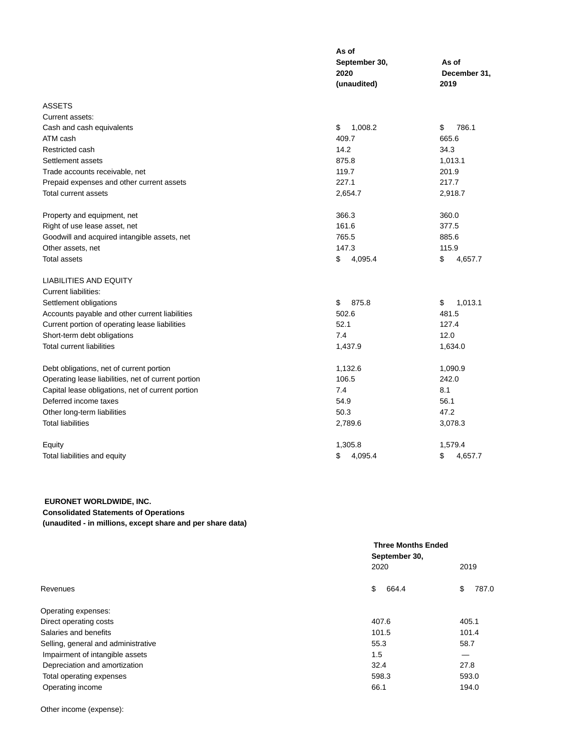| | As of September 30, 2020 (unaudited) | As of December 31, 2019 |
|---|---|---|
| ASSETS | | |
| Current assets: | | |
| Cash and cash equivalents | $ 1,008.2 | $ 786.1 |
| ATM cash | 409.7 | 665.6 |
| Restricted cash | 14.2 | 34.3 |
| Settlement assets | 875.8 | 1,013.1 |
| Trade accounts receivable, net | 119.7 | 201.9 |
| Prepaid expenses and other current assets | 227.1 | 217.7 |
| Total current assets | 2,654.7 | 2,918.7 |
| | | |
| Property and equipment, net | 366.3 | 360.0 |
| Right of use lease asset, net | 161.6 | 377.5 |
| Goodwill and acquired intangible assets, net | 765.5 | 885.6 |
| Other assets, net | 147.3 | 115.9 |
| Total assets | $ 4,095.4 | $ 4,657.7 |
| | | |
| LIABILITIES AND EQUITY | | |
| Current liabilities: | | |
| Settlement obligations | $ 875.8 | $ 1,013.1 |
| Accounts payable and other current liabilities | 502.6 | 481.5 |
| Current portion of operating lease liabilities | 52.1 | 127.4 |
| Short-term debt obligations | 7.4 | 12.0 |
| Total current liabilities | 1,437.9 | 1,634.0 |
| | | |
| Debt obligations, net of current portion | 1,132.6 | 1,090.9 |
| Operating lease liabilities, net of current portion | 106.5 | 242.0 |
| Capital lease obligations, net of current portion | 7.4 | 8.1 |
| Deferred income taxes | 54.9 | 56.1 |
| Other long-term liabilities | 50.3 | 47.2 |
| Total liabilities | 2,789.6 | 3,078.3 |
| | | |
| Equity | 1,305.8 | 1,579.4 |
| Total liabilities and equity | $ 4,095.4 | $ 4,657.7 |

**EURONET WORLDWIDE, INC.**
**Consolidated Statements of Operations**
**(unaudited - in millions, except share and per share data)**

| | Three Months Ended September 30, | |
|---|---|---|
| | 2020 | 2019 |
| Revenues | $ 664.4 | $ 787.0 |
| | | |
| Operating expenses: | | |
| Direct operating costs | 407.6 | 405.1 |
| Salaries and benefits | 101.5 | 101.4 |
| Selling, general and administrative | 55.3 | 58.7 |
| Impairment of intangible assets | 1.5 | — |
| Depreciation and amortization | 32.4 | 27.8 |
| Total operating expenses | 598.3 | 593.0 |
| Operating income | 66.1 | 194.0 |
| | | |
| Other income (expense): | | |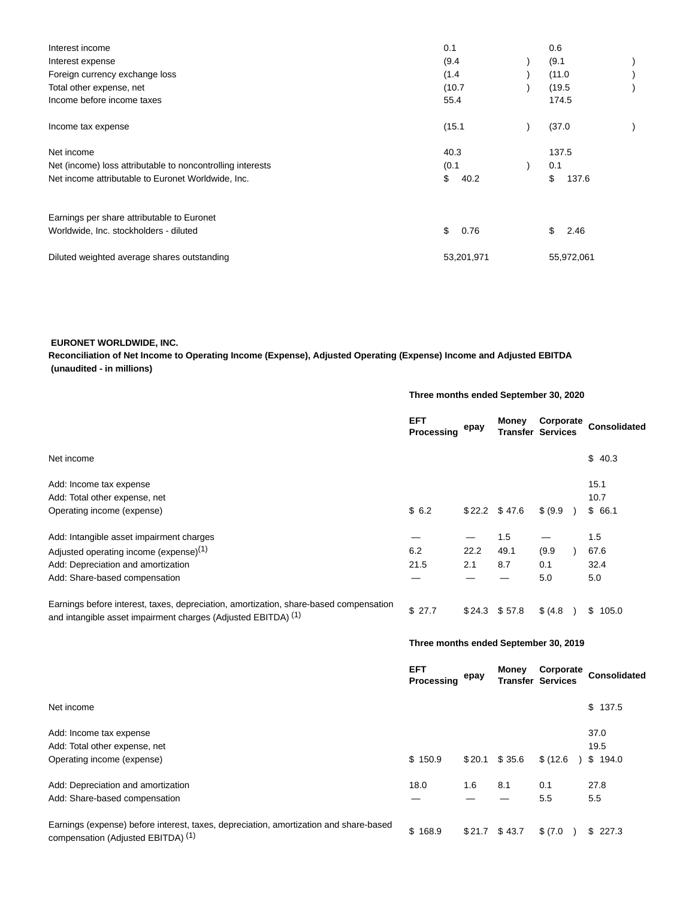| | | |
|---|---|---|
| Interest income | 0.1 | 0.6 |
| Interest expense | (9.4 ) | (9.1 ) |
| Foreign currency exchange loss | (1.4 ) | (11.0 ) |
| Total other expense, net | (10.7 ) | (19.5 ) |
| Income before income taxes | 55.4 | 174.5 |
| Income tax expense | (15.1 ) | (37.0 ) |
| Net income | 40.3 | 137.5 |
| Net (income) loss attributable to noncontrolling interests | (0.1 ) | 0.1 |
| Net income attributable to Euronet Worldwide, Inc. | $ 40.2 | $ 137.6 |
| Earnings per share attributable to Euronet Worldwide, Inc. stockholders - diluted | $ 0.76 | $ 2.46 |
| Diluted weighted average shares outstanding | 53,201,971 | 55,972,061 |

**EURONET WORLDWIDE, INC.**

**Reconciliation of Net Income to Operating Income (Expense), Adjusted Operating (Expense) Income and Adjusted EBITDA**
**(unaudited - in millions)**

| | Three months ended September 30, 2020 | | | | |
|---|---|---|---|---|---|
| | **EFT Processing** | **epay** | **Money Transfer** | **Corporate Services** | **Consolidated** |
| Net income | | | | | $ 40.3 |
| Add: Income tax expense | | | | | 15.1 |
| Add: Total other expense, net | | | | | 10.7 |
| Operating income (expense) | $ 6.2 | $ 22.2 | $ 47.6 | $ (9.9 ) | $ 66.1 |
| Add: Intangible asset impairment charges | — | — | 1.5 | — | 1.5 |
| Adjusted operating income (expense)(1) | 6.2 | 22.2 | 49.1 | (9.9 ) | 67.6 |
| Add: Depreciation and amortization | 21.5 | 2.1 | 8.7 | 0.1 | 32.4 |
| Add: Share-based compensation | — | — | — | 5.0 | 5.0 |
| Earnings before interest, taxes, depreciation, amortization, share-based compensation and intangible asset impairment charges (Adjusted EBITDA) (1) | $ 27.7 | $ 24.3 | $ 57.8 | $ (4.8 ) | $ 105.0 |

| | Three months ended September 30, 2019 | | | | |
|---|---|---|---|---|---|
| | **EFT Processing** | **epay** | **Money Transfer** | **Corporate Services** | **Consolidated** |
| Net income | | | | | $ 137.5 |
| Add: Income tax expense | | | | | 37.0 |
| Add: Total other expense, net | | | | | 19.5 |
| Operating income (expense) | $ 150.9 | $ 20.1 | $ 35.6 | $ (12.6 ) | $ 194.0 |
| Add: Depreciation and amortization | 18.0 | 1.6 | 8.1 | 0.1 | 27.8 |
| Add: Share-based compensation | — | — | — | 5.5 | 5.5 |
| Earnings (expense) before interest, taxes, depreciation, amortization and share-based compensation (Adjusted EBITDA) (1) | $ 168.9 | $ 21.7 | $ 43.7 | $ (7.0 ) | $ 227.3 |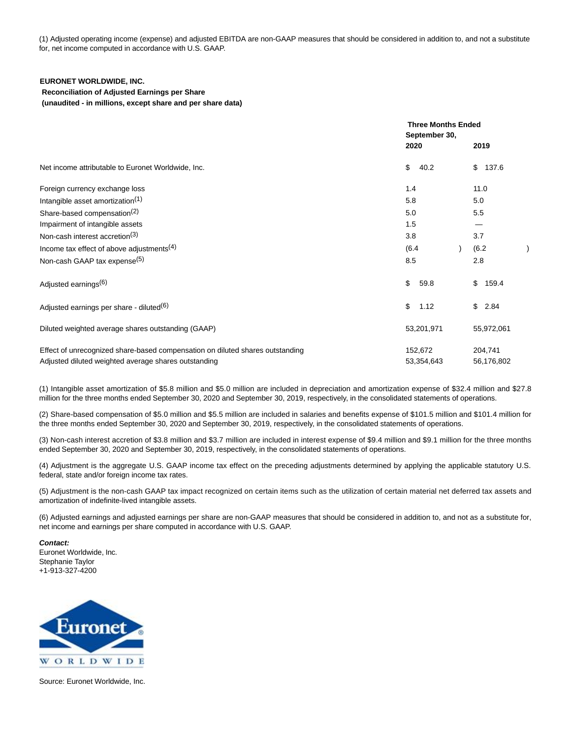(1) Adjusted operating income (expense) and adjusted EBITDA are non-GAAP measures that should be considered in addition to, and not a substitute for, net income computed in accordance with U.S. GAAP.

**EURONET WORLDWIDE, INC.**
**Reconciliation of Adjusted Earnings per Share**
**(unaudited - in millions, except share and per share data)**

| | Three Months Ended September 30, | |
|---|---|---|
| | 2020 | 2019 |
| Net income attributable to Euronet Worldwide, Inc. | $ 40.2 | $ 137.6 |
| Foreign currency exchange loss | 1.4 | 11.0 |
| Intangible asset amortization(1) | 5.8 | 5.0 |
| Share-based compensation(2) | 5.0 | 5.5 |
| Impairment of intangible assets | 1.5 | — |
| Non-cash interest accretion(3) | 3.8 | 3.7 |
| Income tax effect of above adjustments(4) | (6.4) | (6.2) |
| Non-cash GAAP tax expense(5) | 8.5 | 2.8 |
| Adjusted earnings(6) | $ 59.8 | $ 159.4 |
| Adjusted earnings per share - diluted(6) | $ 1.12 | $ 2.84 |
| Diluted weighted average shares outstanding (GAAP) | 53,201,971 | 55,972,061 |
| Effect of unrecognized share-based compensation on diluted shares outstanding | 152,672 | 204,741 |
| Adjusted diluted weighted average shares outstanding | 53,354,643 | 56,176,802 |

(1) Intangible asset amortization of $5.8 million and $5.0 million are included in depreciation and amortization expense of $32.4 million and $27.8 million for the three months ended September 30, 2020 and September 30, 2019, respectively, in the consolidated statements of operations.

(2) Share-based compensation of $5.0 million and $5.5 million are included in salaries and benefits expense of $101.5 million and $101.4 million for the three months ended September 30, 2020 and September 30, 2019, respectively, in the consolidated statements of operations.

(3) Non-cash interest accretion of $3.8 million and $3.7 million are included in interest expense of $9.4 million and $9.1 million for the three months ended September 30, 2020 and September 30, 2019, respectively, in the consolidated statements of operations.

(4) Adjustment is the aggregate U.S. GAAP income tax effect on the preceding adjustments determined by applying the applicable statutory U.S. federal, state and/or foreign income tax rates.

(5) Adjustment is the non-cash GAAP tax impact recognized on certain items such as the utilization of certain material net deferred tax assets and amortization of indefinite-lived intangible assets.

(6) Adjusted earnings and adjusted earnings per share are non-GAAP measures that should be considered in addition to, and not as a substitute for, net income and earnings per share computed in accordance with U.S. GAAP.

***Contact:***
Euronet Worldwide, Inc.
Stephanie Taylor
+1-913-327-4200

Euronet WORLDWIDE

Source: Euronet Worldwide, Inc.